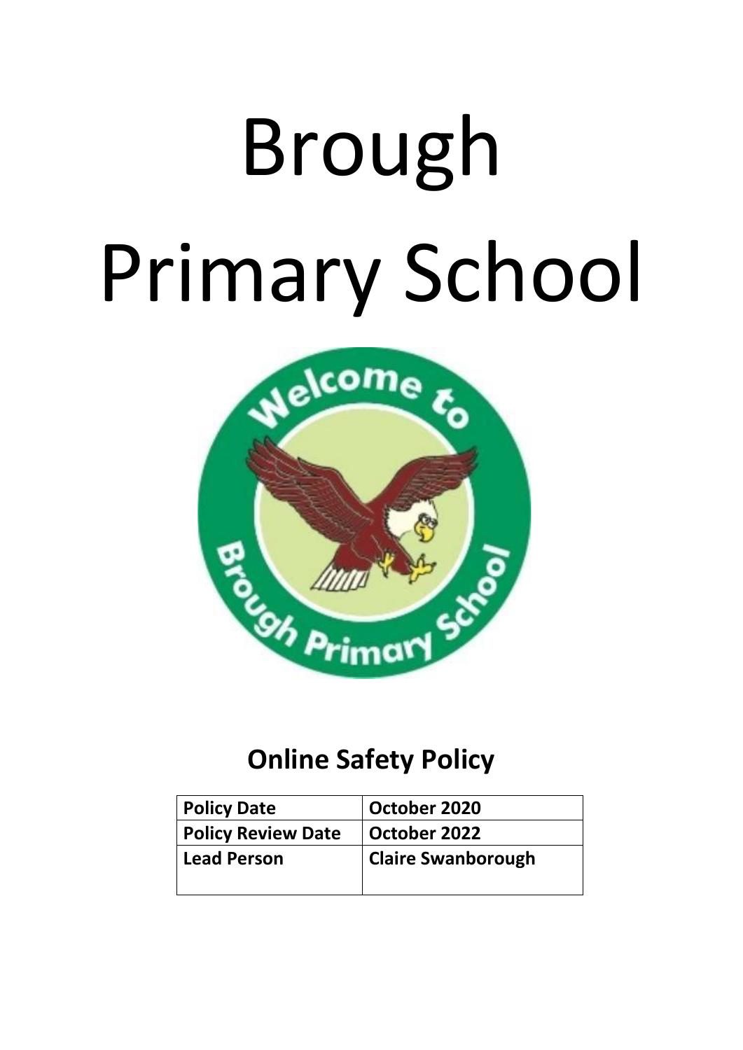# Brough Primary School

## Online Safety Policy

| Policy Date | October 2020 |
| --- | --- |
| Policy Review Date | October 2022 |
| Lead Person | Claire Swanborough |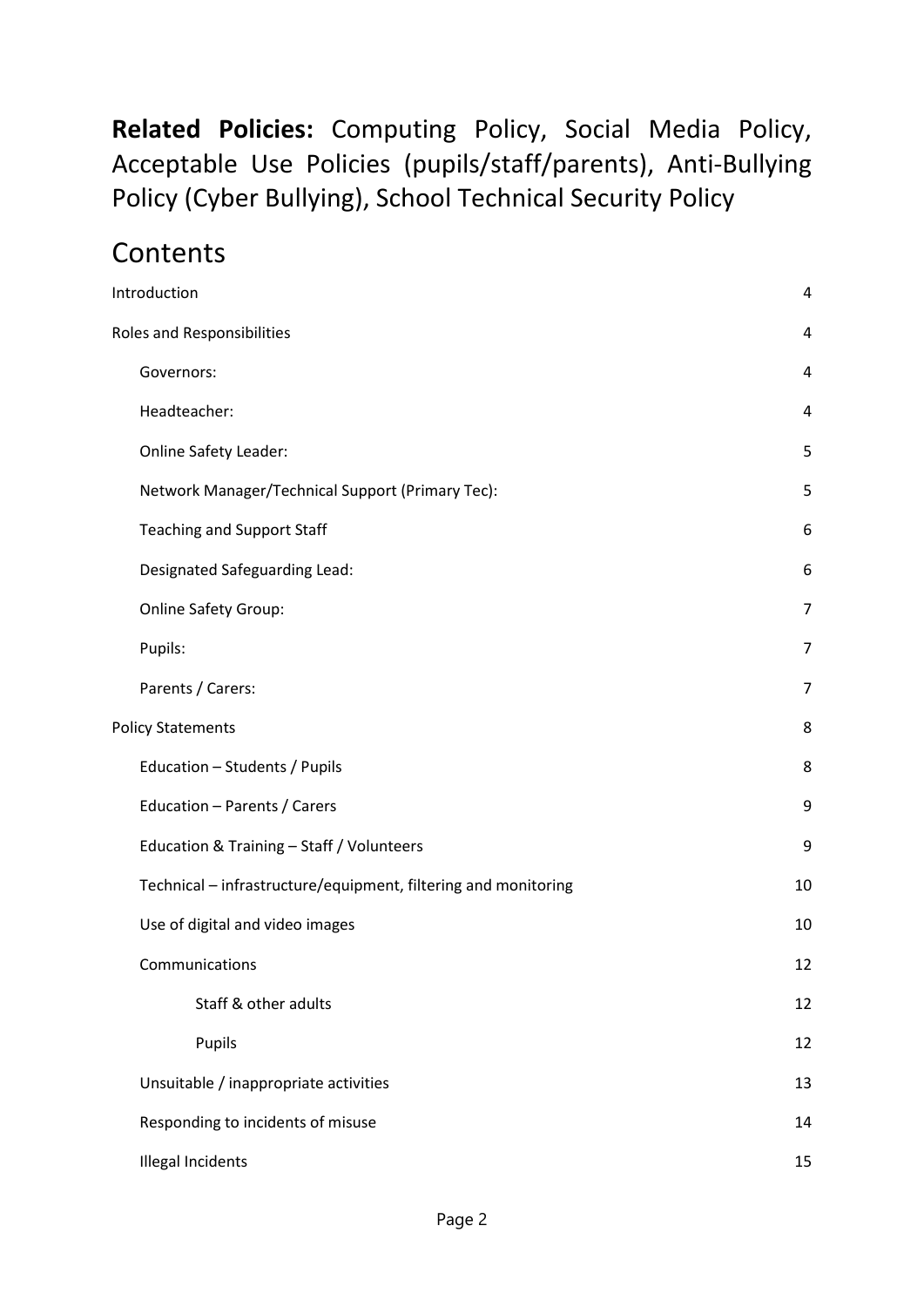**Related Policies:** Computing Policy, Social Media Policy, Acceptable Use Policies (pupils/staff/parents), Anti-Bullying Policy (Cyber Bullying), School Technical Security Policy

# Contents

- Introduction 4
- Roles and Responsibilities 4
  - Governors: 4
  - Headteacher: 4
  - Online Safety Leader: 5
  - Network Manager/Technical Support (Primary Tec): 5
  - Teaching and Support Staff 6
  - Designated Safeguarding Lead: 6
  - Online Safety Group: 7
  - Pupils: 7
  - Parents / Carers: 7
- Policy Statements 8
  - Education – Students / Pupils 8
  - Education – Parents / Carers 9
  - Education & Training – Staff / Volunteers 9
  - Technical – infrastructure/equipment, filtering and monitoring 10
  - Use of digital and video images 10
  - Communications 12
    - Staff & other adults 12
    - Pupils 12
  - Unsuitable / inappropriate activities 13
  - Responding to incidents of misuse 14
  - Illegal Incidents 15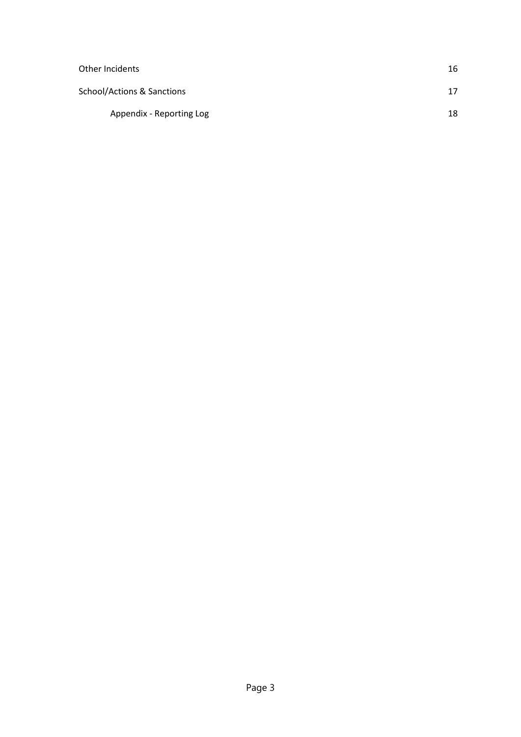| | |
|---|---|
| Other Incidents | 16 |
| School/Actions & Sanctions | 17 |
| Appendix - Reporting Log | 18 |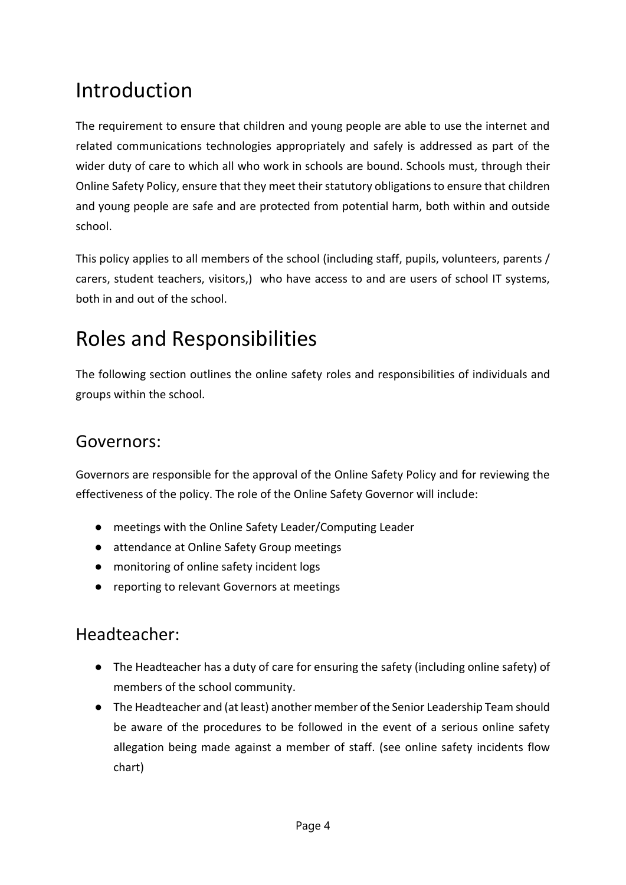# Introduction

The requirement to ensure that children and young people are able to use the internet and related communications technologies appropriately and safely is addressed as part of the wider duty of care to which all who work in schools are bound. Schools must, through their Online Safety Policy, ensure that they meet their statutory obligations to ensure that children and young people are safe and are protected from potential harm, both within and outside school.

This policy applies to all members of the school (including staff, pupils, volunteers, parents / carers, student teachers, visitors,) who have access to and are users of school IT systems, both in and out of the school.

# Roles and Responsibilities

The following section outlines the online safety roles and responsibilities of individuals and groups within the school.

## Governors:

Governors are responsible for the approval of the Online Safety Policy and for reviewing the effectiveness of the policy. The role of the Online Safety Governor will include:

- meetings with the Online Safety Leader/Computing Leader
- attendance at Online Safety Group meetings
- monitoring of online safety incident logs
- reporting to relevant Governors at meetings

## Headteacher:

- The Headteacher has a duty of care for ensuring the safety (including online safety) of members of the school community.
- The Headteacher and (at least) another member of the Senior Leadership Team should be aware of the procedures to be followed in the event of a serious online safety allegation being made against a member of staff. (see online safety incidents flow chart)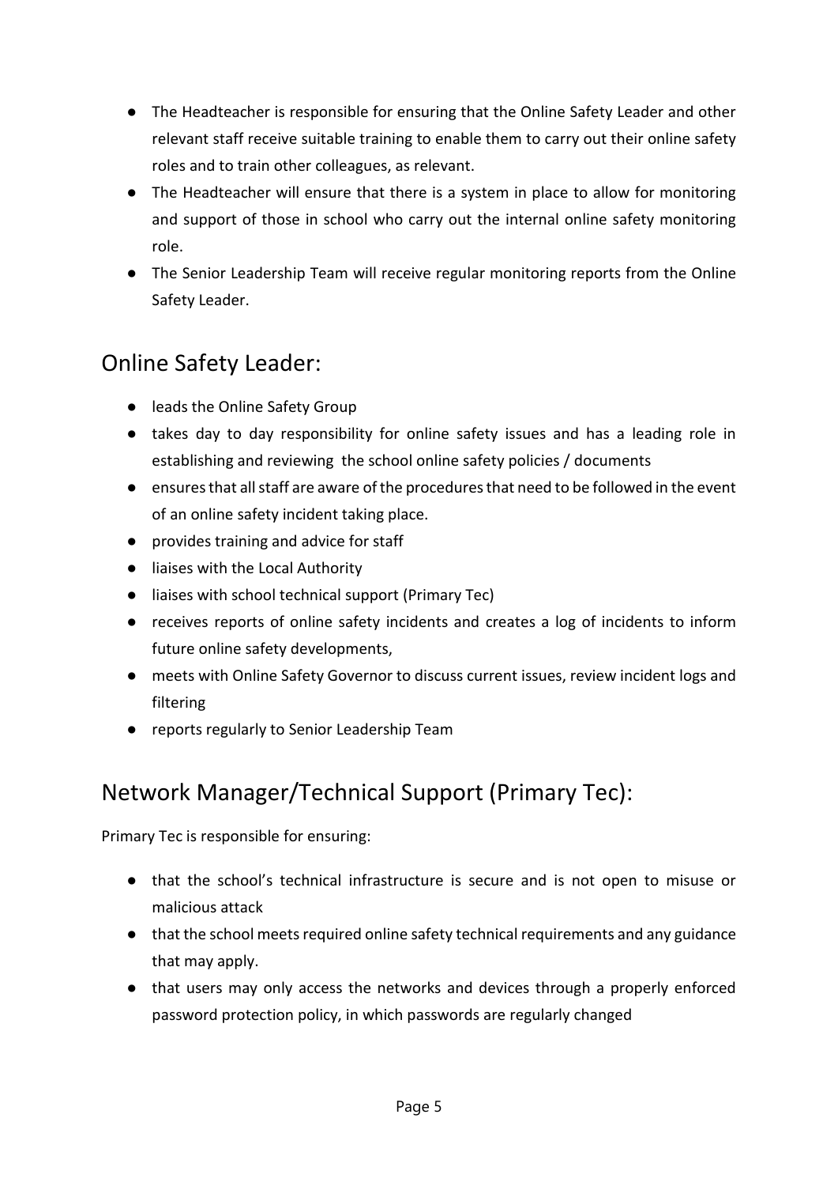- The Headteacher is responsible for ensuring that the Online Safety Leader and other relevant staff receive suitable training to enable them to carry out their online safety roles and to train other colleagues, as relevant.
- The Headteacher will ensure that there is a system in place to allow for monitoring and support of those in school who carry out the internal online safety monitoring role.
- The Senior Leadership Team will receive regular monitoring reports from the Online Safety Leader.

## Online Safety Leader:

- leads the Online Safety Group
- takes day to day responsibility for online safety issues and has a leading role in establishing and reviewing the school online safety policies / documents
- ensures that all staff are aware of the procedures that need to be followed in the event of an online safety incident taking place.
- provides training and advice for staff
- liaises with the Local Authority
- liaises with school technical support (Primary Tec)
- receives reports of online safety incidents and creates a log of incidents to inform future online safety developments,
- meets with Online Safety Governor to discuss current issues, review incident logs and filtering
- reports regularly to Senior Leadership Team

## Network Manager/Technical Support (Primary Tec):

Primary Tec is responsible for ensuring:

- that the school's technical infrastructure is secure and is not open to misuse or malicious attack
- that the school meets required online safety technical requirements and any guidance that may apply.
- that users may only access the networks and devices through a properly enforced password protection policy, in which passwords are regularly changed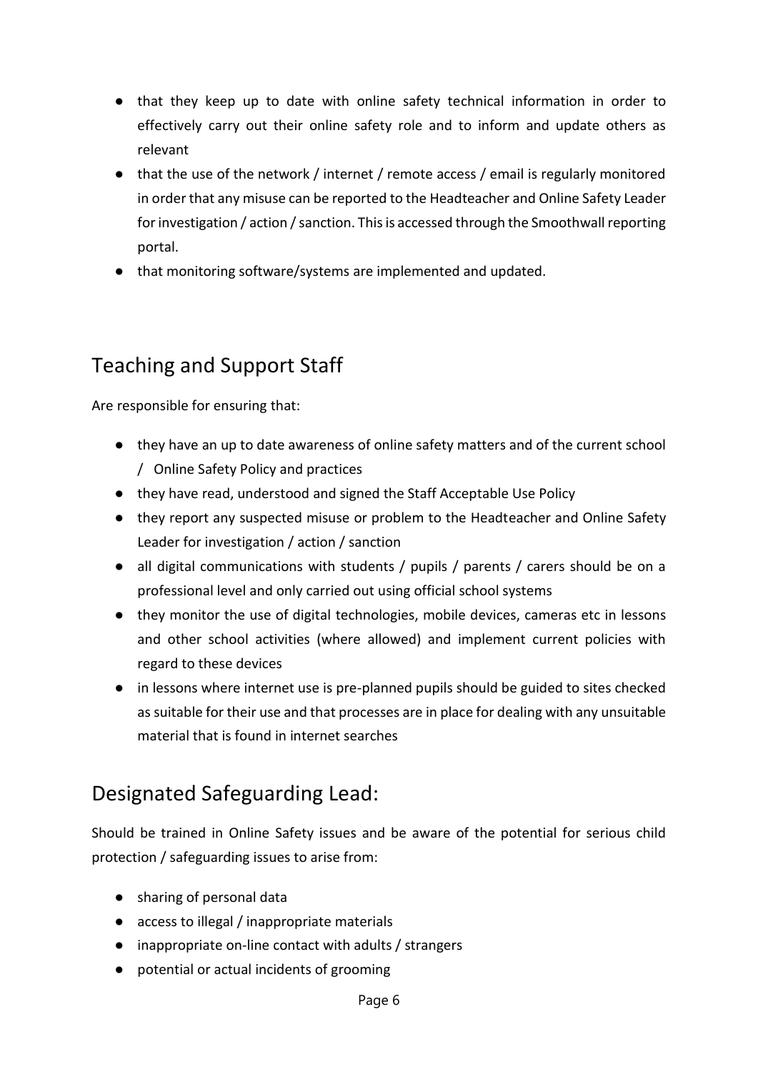- that they keep up to date with online safety technical information in order to effectively carry out their online safety role and to inform and update others as relevant
- that the use of the network / internet / remote access / email is regularly monitored in order that any misuse can be reported to the Headteacher and Online Safety Leader for investigation / action / sanction. This is accessed through the Smoothwall reporting portal.
- that monitoring software/systems are implemented and updated.

## Teaching and Support Staff

Are responsible for ensuring that:

- they have an up to date awareness of online safety matters and of the current school / Online Safety Policy and practices
- they have read, understood and signed the Staff Acceptable Use Policy
- they report any suspected misuse or problem to the Headteacher and Online Safety Leader for investigation / action / sanction
- all digital communications with students / pupils / parents / carers should be on a professional level and only carried out using official school systems
- they monitor the use of digital technologies, mobile devices, cameras etc in lessons and other school activities (where allowed) and implement current policies with regard to these devices
- in lessons where internet use is pre-planned pupils should be guided to sites checked as suitable for their use and that processes are in place for dealing with any unsuitable material that is found in internet searches

## Designated Safeguarding Lead:

Should be trained in Online Safety issues and be aware of the potential for serious child protection / safeguarding issues to arise from:

- sharing of personal data
- access to illegal / inappropriate materials
- inappropriate on-line contact with adults / strangers
- potential or actual incidents of grooming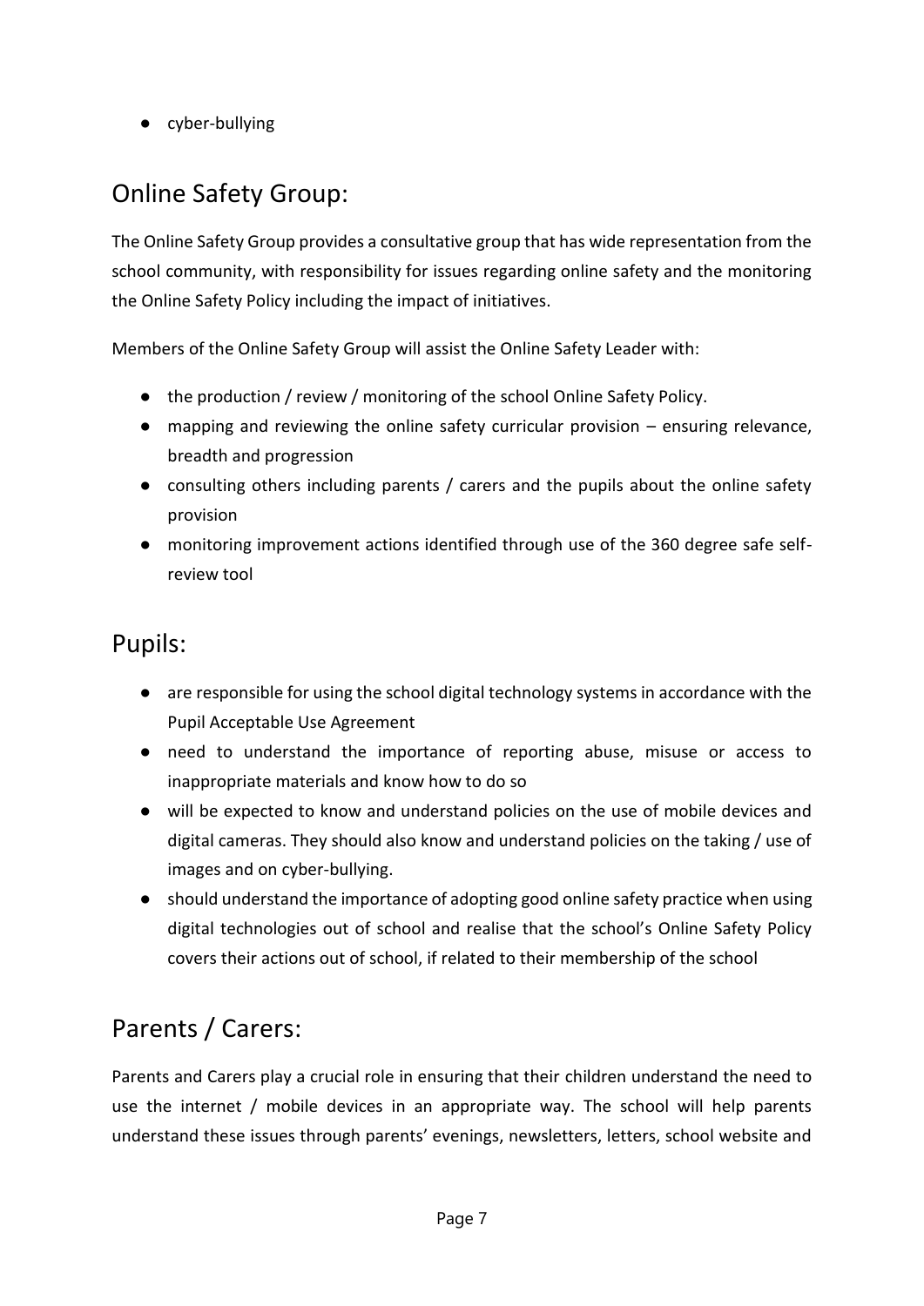- cyber-bullying

## Online Safety Group:

The Online Safety Group provides a consultative group that has wide representation from the school community, with responsibility for issues regarding online safety and the monitoring the Online Safety Policy including the impact of initiatives.

Members of the Online Safety Group will assist the Online Safety Leader with:

- the production / review / monitoring of the school Online Safety Policy.
- mapping and reviewing the online safety curricular provision – ensuring relevance, breadth and progression
- consulting others including parents / carers and the pupils about the online safety provision
- monitoring improvement actions identified through use of the 360 degree safe self-review tool

## Pupils:

- are responsible for using the school digital technology systems in accordance with the Pupil Acceptable Use Agreement
- need to understand the importance of reporting abuse, misuse or access to inappropriate materials and know how to do so
- will be expected to know and understand policies on the use of mobile devices and digital cameras. They should also know and understand policies on the taking / use of images and on cyber-bullying.
- should understand the importance of adopting good online safety practice when using digital technologies out of school and realise that the school's Online Safety Policy covers their actions out of school, if related to their membership of the school

## Parents / Carers:

Parents and Carers play a crucial role in ensuring that their children understand the need to use the internet / mobile devices in an appropriate way. The school will help parents understand these issues through parents' evenings, newsletters, letters, school website and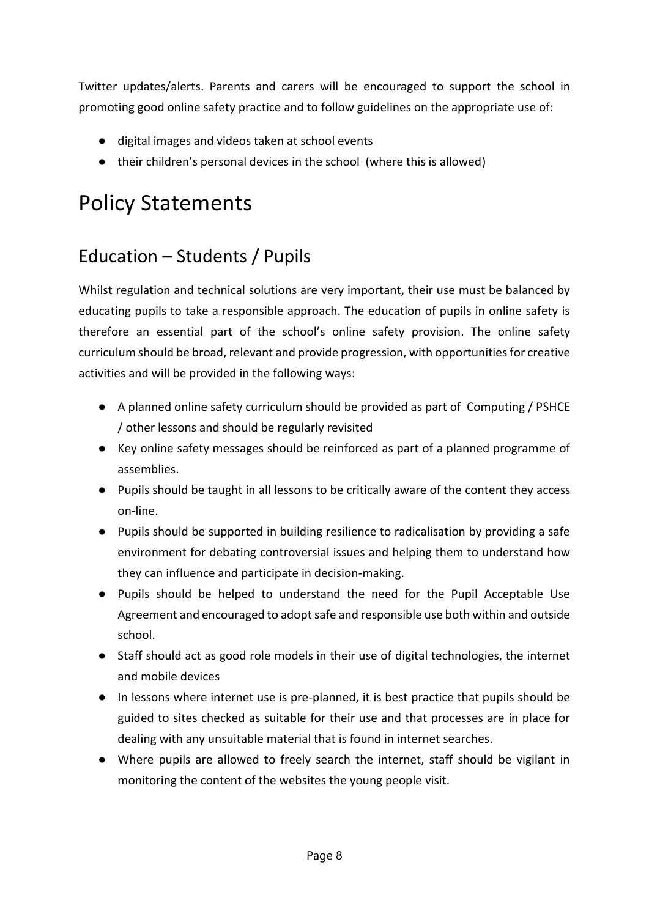Twitter updates/alerts. Parents and carers will be encouraged to support the school in promoting good online safety practice and to follow guidelines on the appropriate use of:

- digital images and videos taken at school events
- their children's personal devices in the school (where this is allowed)

# Policy Statements

## Education – Students / Pupils

Whilst regulation and technical solutions are very important, their use must be balanced by educating pupils to take a responsible approach. The education of pupils in online safety is therefore an essential part of the school's online safety provision. The online safety curriculum should be broad, relevant and provide progression, with opportunities for creative activities and will be provided in the following ways:

- A planned online safety curriculum should be provided as part of Computing / PSHCE / other lessons and should be regularly revisited
- Key online safety messages should be reinforced as part of a planned programme of assemblies.
- Pupils should be taught in all lessons to be critically aware of the content they access on-line.
- Pupils should be supported in building resilience to radicalisation by providing a safe environment for debating controversial issues and helping them to understand how they can influence and participate in decision-making.
- Pupils should be helped to understand the need for the Pupil Acceptable Use Agreement and encouraged to adopt safe and responsible use both within and outside school.
- Staff should act as good role models in their use of digital technologies, the internet and mobile devices
- In lessons where internet use is pre-planned, it is best practice that pupils should be guided to sites checked as suitable for their use and that processes are in place for dealing with any unsuitable material that is found in internet searches.
- Where pupils are allowed to freely search the internet, staff should be vigilant in monitoring the content of the websites the young people visit.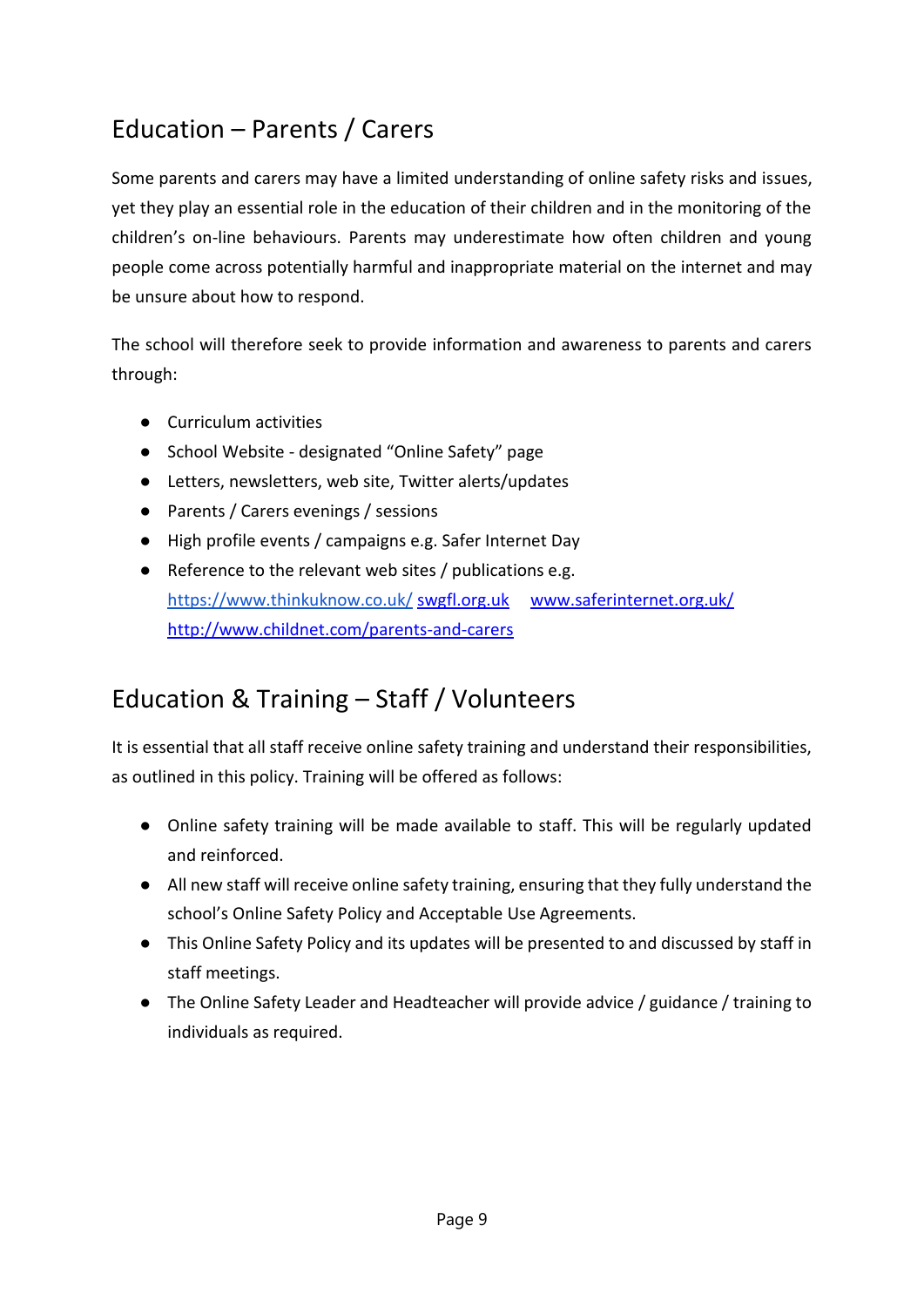## Education – Parents / Carers

Some parents and carers may have a limited understanding of online safety risks and issues, yet they play an essential role in the education of their children and in the monitoring of the children's on-line behaviours. Parents may underestimate how often children and young people come across potentially harmful and inappropriate material on the internet and may be unsure about how to respond.

The school will therefore seek to provide information and awareness to parents and carers through:

- Curriculum activities
- School Website - designated "Online Safety" page
- Letters, newsletters, web site, Twitter alerts/updates
- Parents / Carers evenings / sessions
- High profile events / campaigns e.g. Safer Internet Day
- Reference to the relevant web sites / publications e.g. https://www.thinkuknow.co.uk/ swgfl.org.uk www.saferinternet.org.uk/ http://www.childnet.com/parents-and-carers

## Education & Training – Staff / Volunteers

It is essential that all staff receive online safety training and understand their responsibilities, as outlined in this policy. Training will be offered as follows:

- Online safety training will be made available to staff. This will be regularly updated and reinforced.
- All new staff will receive online safety training, ensuring that they fully understand the school's Online Safety Policy and Acceptable Use Agreements.
- This Online Safety Policy and its updates will be presented to and discussed by staff in staff meetings.
- The Online Safety Leader and Headteacher will provide advice / guidance / training to individuals as required.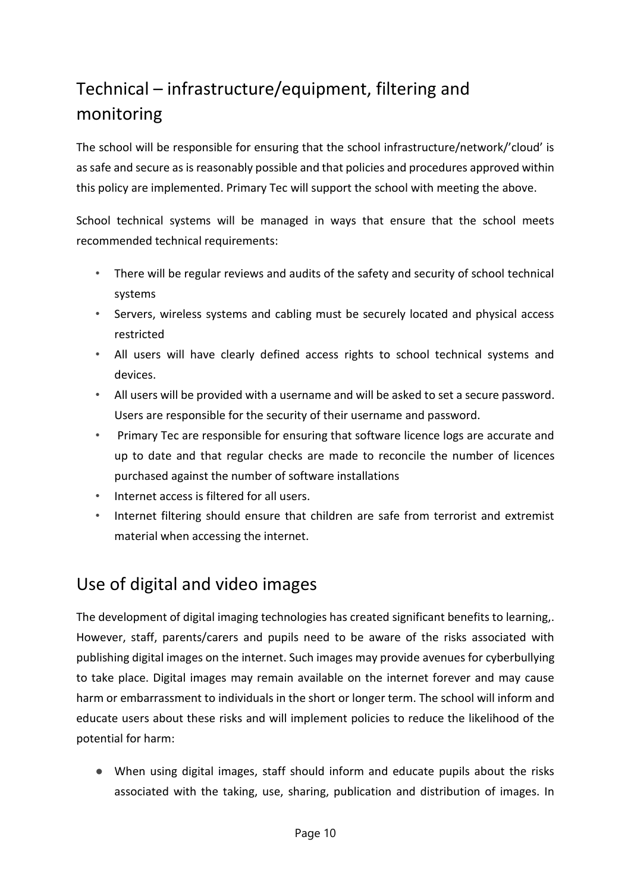## Technical – infrastructure/equipment, filtering and monitoring

The school will be responsible for ensuring that the school infrastructure/network/'cloud' is as safe and secure as is reasonably possible and that policies and procedures approved within this policy are implemented. Primary Tec will support the school with meeting the above.

School technical systems will be managed in ways that ensure that the school meets recommended technical requirements:

- There will be regular reviews and audits of the safety and security of school technical systems
- Servers, wireless systems and cabling must be securely located and physical access restricted
- All users will have clearly defined access rights to school technical systems and devices.
- All users will be provided with a username and will be asked to set a secure password. Users are responsible for the security of their username and password.
- Primary Tec are responsible for ensuring that software licence logs are accurate and up to date and that regular checks are made to reconcile the number of licences purchased against the number of software installations
- Internet access is filtered for all users.
- Internet filtering should ensure that children are safe from terrorist and extremist material when accessing the internet.

## Use of digital and video images

The development of digital imaging technologies has created significant benefits to learning,. However, staff, parents/carers and pupils need to be aware of the risks associated with publishing digital images on the internet. Such images may provide avenues for cyberbullying to take place. Digital images may remain available on the internet forever and may cause harm or embarrassment to individuals in the short or longer term. The school will inform and educate users about these risks and will implement policies to reduce the likelihood of the potential for harm:

- When using digital images, staff should inform and educate pupils about the risks associated with the taking, use, sharing, publication and distribution of images. In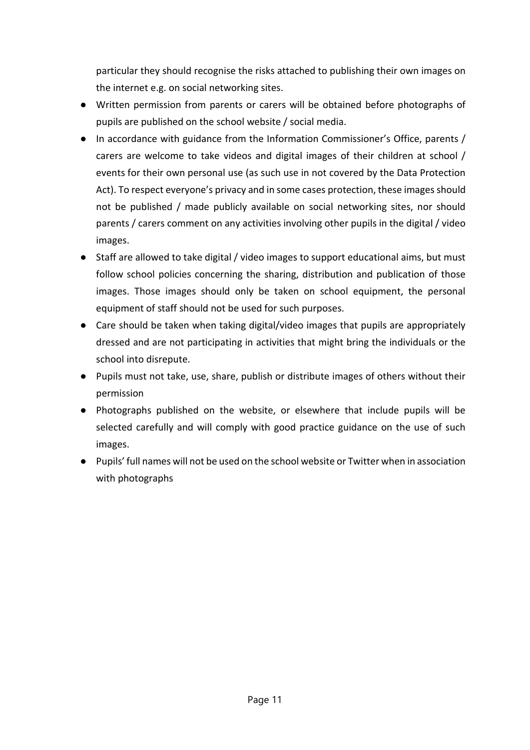particular they should recognise the risks attached to publishing their own images on the internet e.g. on social networking sites.

- Written permission from parents or carers will be obtained before photographs of pupils are published on the school website / social media.
- In accordance with guidance from the Information Commissioner's Office, parents / carers are welcome to take videos and digital images of their children at school / events for their own personal use (as such use in not covered by the Data Protection Act). To respect everyone's privacy and in some cases protection, these images should not be published / made publicly available on social networking sites, nor should parents / carers comment on any activities involving other pupils in the digital / video images.
- Staff are allowed to take digital / video images to support educational aims, but must follow school policies concerning the sharing, distribution and publication of those images. Those images should only be taken on school equipment, the personal equipment of staff should not be used for such purposes.
- Care should be taken when taking digital/video images that pupils are appropriately dressed and are not participating in activities that might bring the individuals or the school into disrepute.
- Pupils must not take, use, share, publish or distribute images of others without their permission
- Photographs published on the website, or elsewhere that include pupils will be selected carefully and will comply with good practice guidance on the use of such images.
- Pupils' full names will not be used on the school website or Twitter when in association with photographs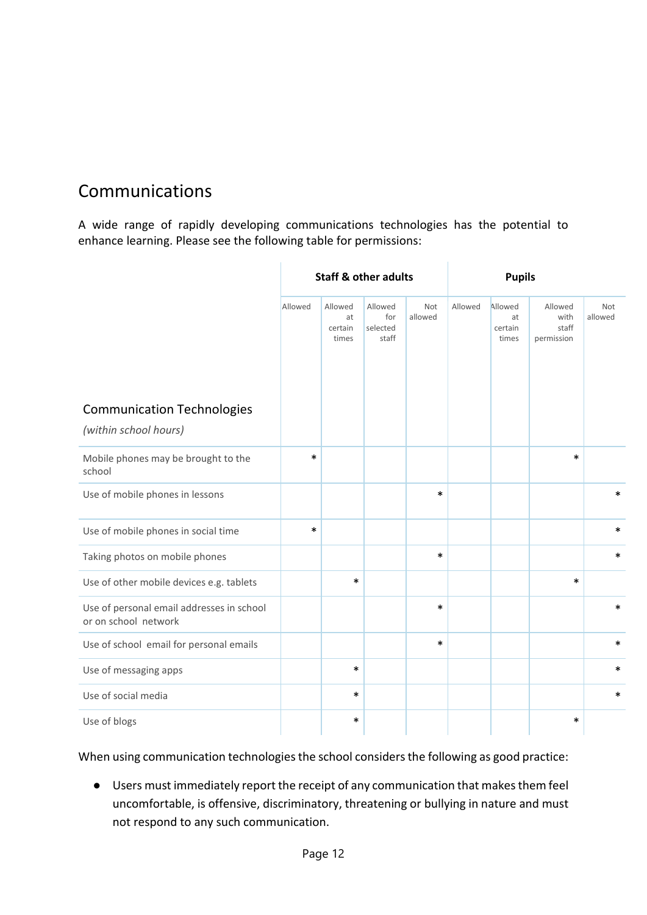## Communications

A wide range of rapidly developing communications technologies has the potential to enhance learning. Please see the following table for permissions:

| Communication Technologies *(within school hours)* | Staff & other adults | | | | Pupils | | | |
|---|---|---|---|---|---|---|---|---|
| | Allowed | Allowed at certain times | Allowed for selected staff | Not allowed | Allowed | Allowed at certain times | Allowed with staff permission | Not allowed |
| Mobile phones may be brought to the school | * | | | | | | * | |
| Use of mobile phones in lessons | | | | * | | | | * |
| Use of mobile phones in social time | * | | | | | | | * |
| Taking photos on mobile phones | | | | * | | | | * |
| Use of other mobile devices e.g. tablets | | * | | | | | * | |
| Use of personal email addresses in school or on school network | | | | * | | | | * |
| Use of school email for personal emails | | | | * | | | | * |
| Use of messaging apps | | * | | | | | | * |
| Use of social media | | * | | | | | | * |
| Use of blogs | | * | | | | | * | |

When using communication technologies the school considers the following as good practice:

- Users must immediately report the receipt of any communication that makes them feel uncomfortable, is offensive, discriminatory, threatening or bullying in nature and must not respond to any such communication.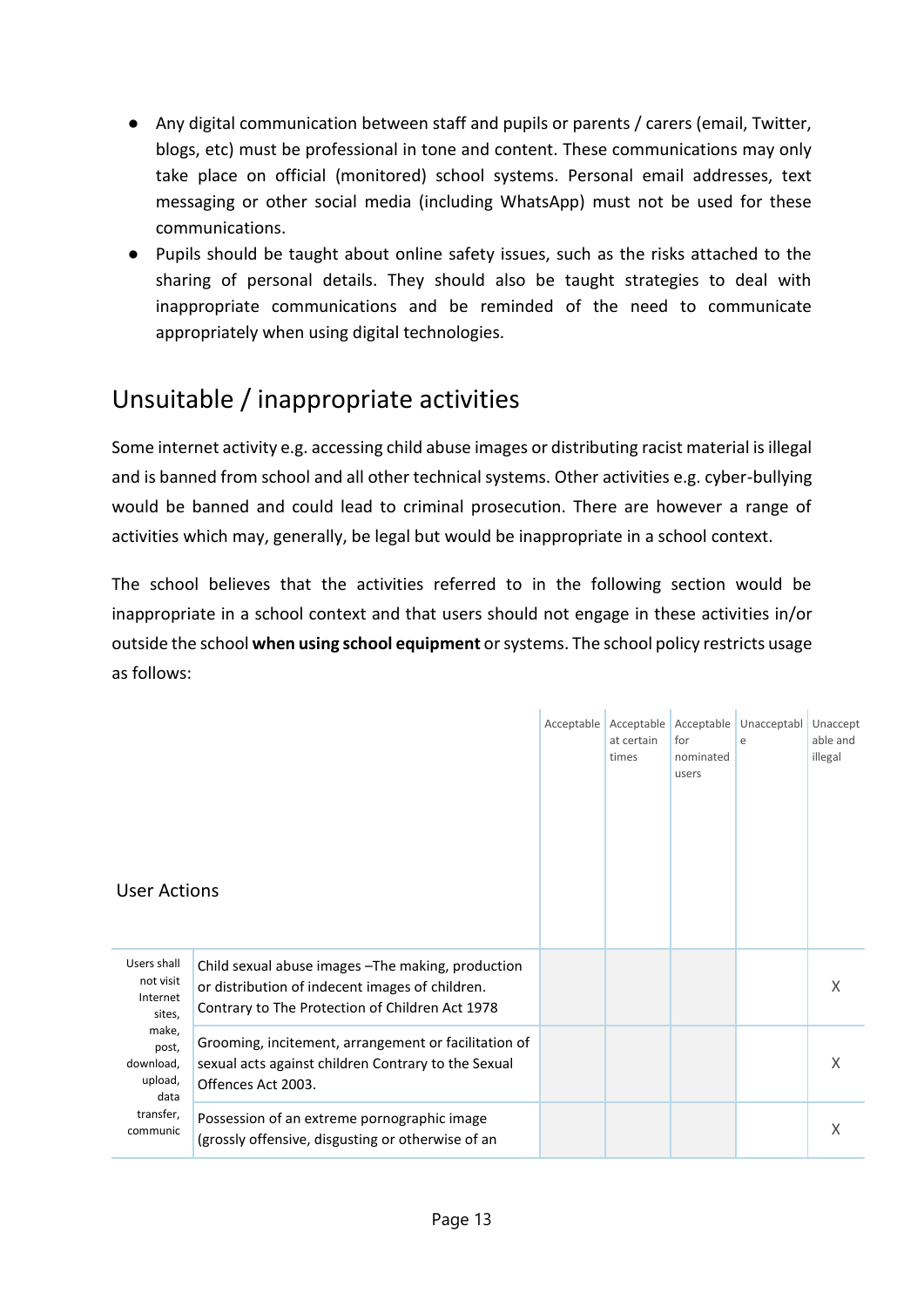- Any digital communication between staff and pupils or parents / carers (email, Twitter, blogs, etc) must be professional in tone and content. These communications may only take place on official (monitored) school systems. Personal email addresses, text messaging or other social media (including WhatsApp) must not be used for these communications.
- Pupils should be taught about online safety issues, such as the risks attached to the sharing of personal details. They should also be taught strategies to deal with inappropriate communications and be reminded of the need to communicate appropriately when using digital technologies.

## Unsuitable / inappropriate activities

Some internet activity e.g. accessing child abuse images or distributing racist material is illegal and is banned from school and all other technical systems. Other activities e.g. cyber-bullying would be banned and could lead to criminal prosecution. There are however a range of activities which may, generally, be legal but would be inappropriate in a school context.

The school believes that the activities referred to in the following section would be inappropriate in a school context and that users should not engage in these activities in/or outside the school **when using school equipment** or systems. The school policy restricts usage as follows:

| User Actions | | Acceptable | Acceptable at certain times | Acceptable for nominated users | Unacceptable | Unacceptable and illegal |
|---|---|---|---|---|---|---|
| Users shall not visit Internet sites, make, post, download, upload, data transfer, communic | Child sexual abuse images –The making, production or distribution of indecent images of children. Contrary to The Protection of Children Act 1978 | | | | | X |
| | Grooming, incitement, arrangement or facilitation of sexual acts against children Contrary to the Sexual Offences Act 2003. | | | | | X |
| | Possession of an extreme pornographic image (grossly offensive, disgusting or otherwise of an | | | | | X |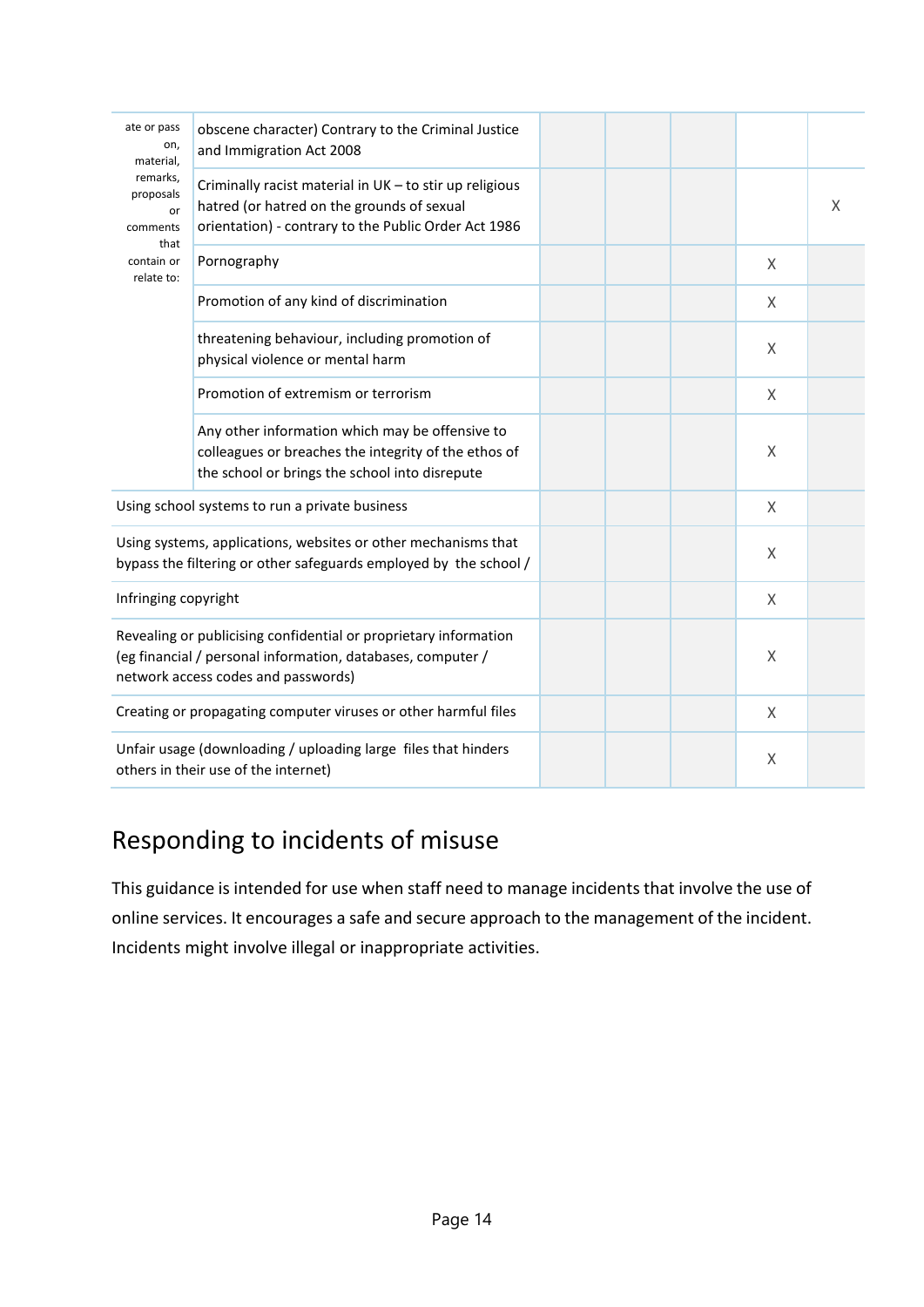| | | | | | | |
|---|---|---|---|---|---|---|
| ate or pass on, material, remarks, proposals or comments that contain or relate to: | obscene character) Contrary to the Criminal Justice and Immigration Act 2008 | | | | | |
| | Criminally racist material in UK – to stir up religious hatred (or hatred on the grounds of sexual orientation) - contrary to the Public Order Act 1986 | | | | | X |
| | Pornography | | | | X | |
| | Promotion of any kind of discrimination | | | | X | |
| | threatening behaviour, including promotion of physical violence or mental harm | | | | X | |
| | Promotion of extremism or terrorism | | | | X | |
| | Any other information which may be offensive to colleagues or breaches the integrity of the ethos of the school or brings the school into disrepute | | | | X | |
| Using school systems to run a private business | | | | | X | |
| Using systems, applications, websites or other mechanisms that bypass the filtering or other safeguards employed by the school / | | | | | X | |
| Infringing copyright | | | | | X | |
| Revealing or publicising confidential or proprietary information (eg financial / personal information, databases, computer / network access codes and passwords) | | | | | X | |
| Creating or propagating computer viruses or other harmful files | | | | | X | |
| Unfair usage (downloading / uploading large files that hinders others in their use of the internet) | | | | | X | |

## Responding to incidents of misuse

This guidance is intended for use when staff need to manage incidents that involve the use of online services. It encourages a safe and secure approach to the management of the incident. Incidents might involve illegal or inappropriate activities.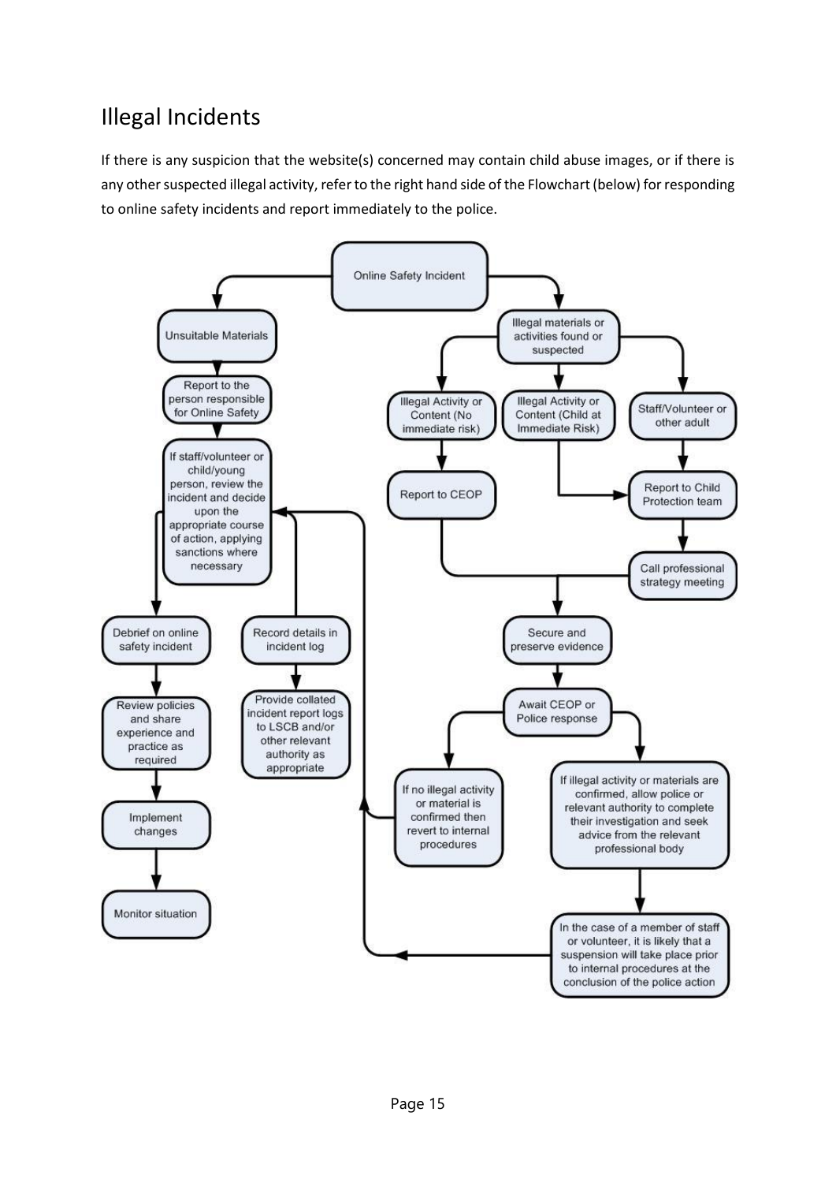## Illegal Incidents

If there is any suspicion that the website(s) concerned may contain child abuse images, or if there is any other suspected illegal activity, refer to the right hand side of the Flowchart (below) for responding to online safety incidents and report immediately to the police.

Online Safety Incident

Unsuitable Materials

Report to the person responsible for Online Safety

If staff/volunteer or child/young person, review the incident and decide upon the appropriate course of action, applying sanctions where necessary

Debrief on online safety incident

Review policies and share experience and practice as required

Implement changes

Monitor situation

Record details in incident log

Provide collated incident report logs to LSCB and/or other relevant authority as appropriate

Illegal materials or activities found or suspected

Illegal Activity or Content (No immediate risk)

Illegal Activity or Content (Child at Immediate Risk)

Staff/Volunteer or other adult

Report to CEOP

Report to Child Protection team

Call professional strategy meeting

Secure and preserve evidence

Await CEOP or Police response

If no illegal activity or material is confirmed then revert to internal procedures

If illegal activity or materials are confirmed, allow police or relevant authority to complete their investigation and seek advice from the relevant professional body

In the case of a member of staff or volunteer, it is likely that a suspension will take place prior to internal procedures at the conclusion of the police action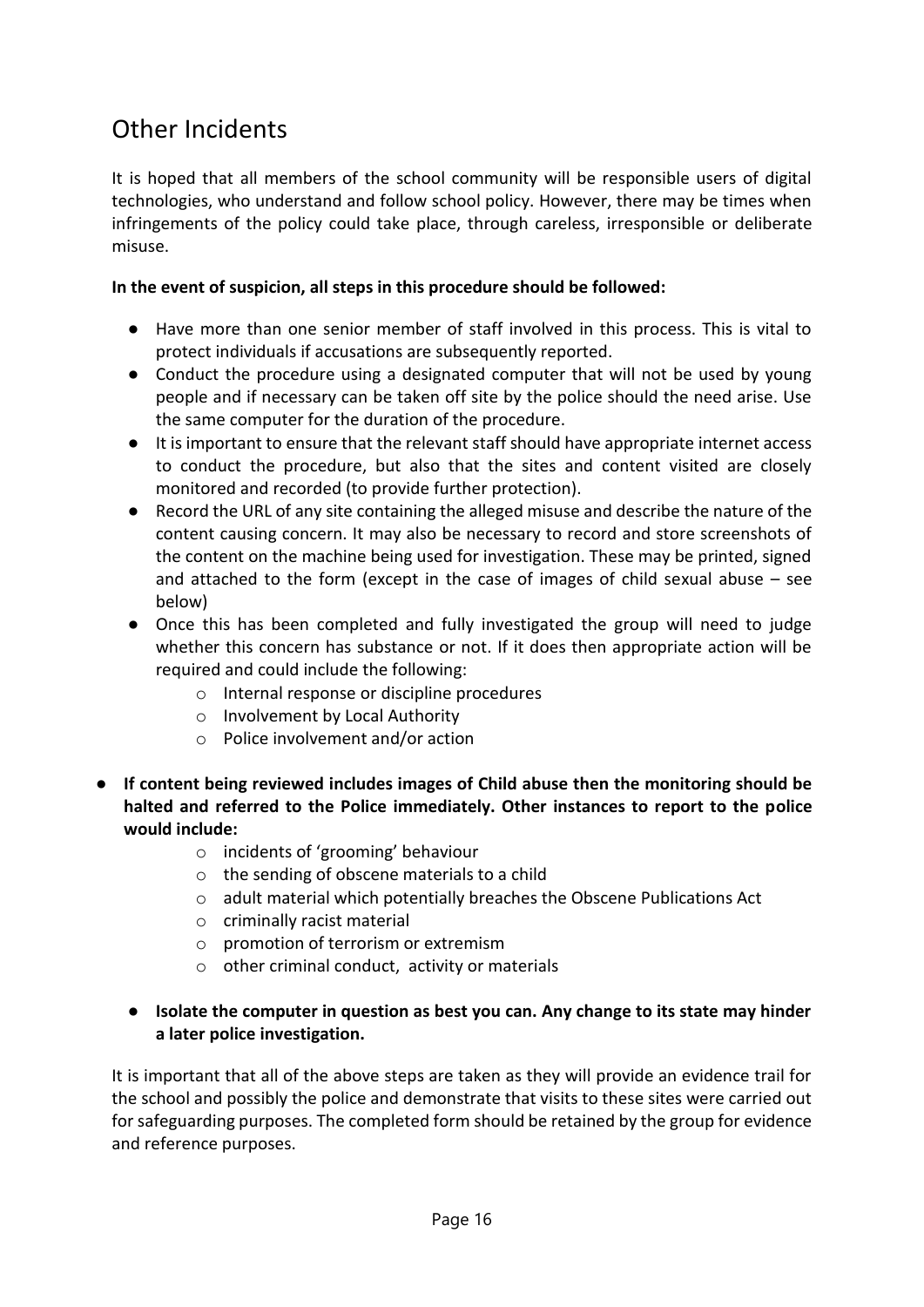## Other Incidents

It is hoped that all members of the school community will be responsible users of digital technologies, who understand and follow school policy. However, there may be times when infringements of the policy could take place, through careless, irresponsible or deliberate misuse.

**In the event of suspicion, all steps in this procedure should be followed:**

- Have more than one senior member of staff involved in this process. This is vital to protect individuals if accusations are subsequently reported.
- Conduct the procedure using a designated computer that will not be used by young people and if necessary can be taken off site by the police should the need arise. Use the same computer for the duration of the procedure.
- It is important to ensure that the relevant staff should have appropriate internet access to conduct the procedure, but also that the sites and content visited are closely monitored and recorded (to provide further protection).
- Record the URL of any site containing the alleged misuse and describe the nature of the content causing concern. It may also be necessary to record and store screenshots of the content on the machine being used for investigation. These may be printed, signed and attached to the form (except in the case of images of child sexual abuse – see below)
- Once this has been completed and fully investigated the group will need to judge whether this concern has substance or not. If it does then appropriate action will be required and could include the following:
    - Internal response or discipline procedures
    - Involvement by Local Authority
    - Police involvement and/or action

- **If content being reviewed includes images of Child abuse then the monitoring should be halted and referred to the Police immediately. Other instances to report to the police would include:**
    - incidents of 'grooming' behaviour
    - the sending of obscene materials to a child
    - adult material which potentially breaches the Obscene Publications Act
    - criminally racist material
    - promotion of terrorism or extremism
    - other criminal conduct, activity or materials

- **Isolate the computer in question as best you can. Any change to its state may hinder a later police investigation.**

It is important that all of the above steps are taken as they will provide an evidence trail for the school and possibly the police and demonstrate that visits to these sites were carried out for safeguarding purposes. The completed form should be retained by the group for evidence and reference purposes.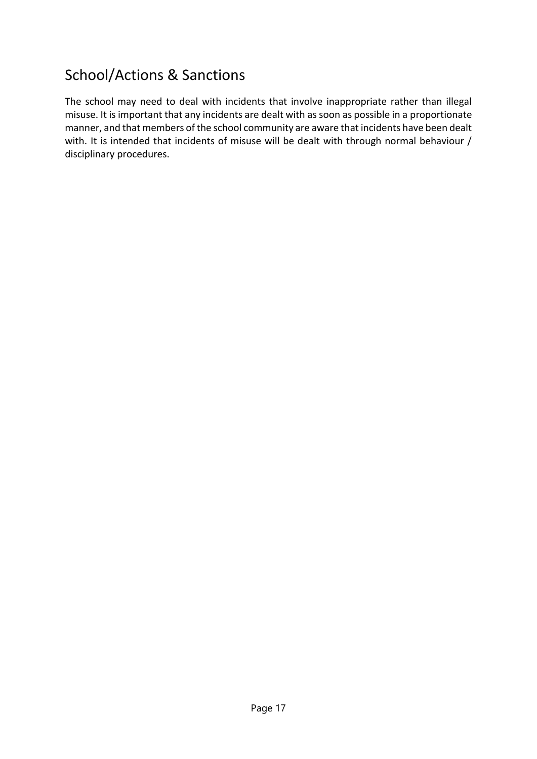## School/Actions & Sanctions

The school may need to deal with incidents that involve inappropriate rather than illegal misuse. It is important that any incidents are dealt with as soon as possible in a proportionate manner, and that members of the school community are aware that incidents have been dealt with. It is intended that incidents of misuse will be dealt with through normal behaviour / disciplinary procedures.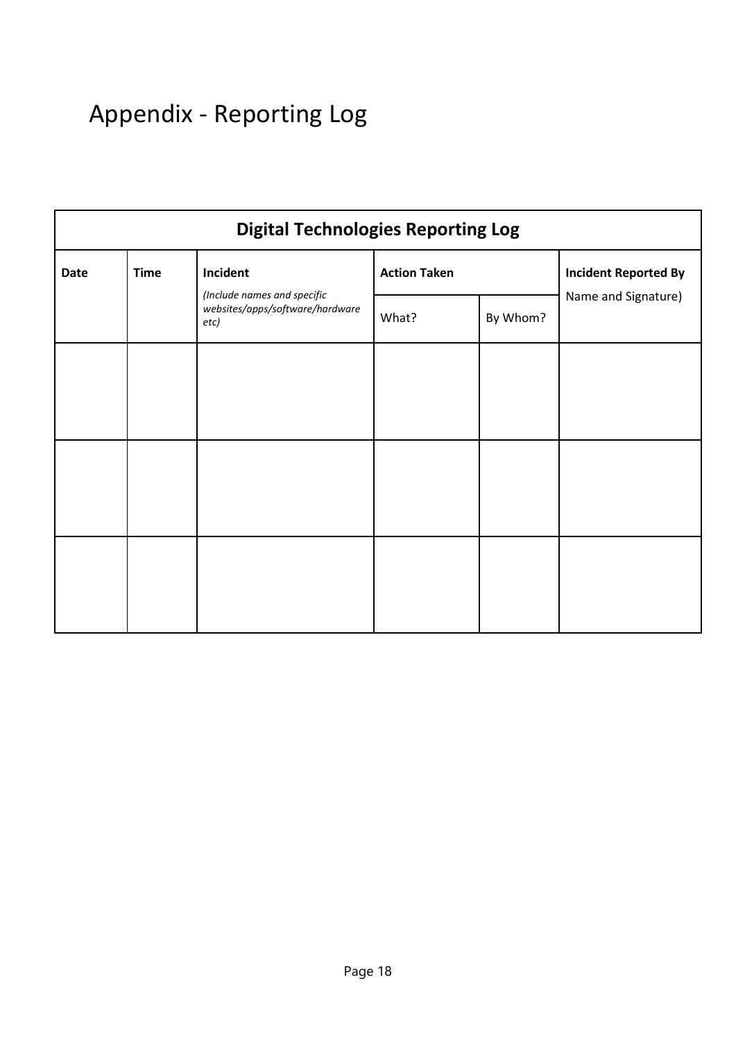# Appendix - Reporting Log

| Digital Technologies Reporting Log | | | | | |
|---|---|---|---|---|---|
| **Date** | **Time** | **Incident** *(Include names and specific websites/apps/software/hardware etc)* | **Action Taken** | | **Incident Reported By** Name and Signature) |
| | | | What? | By Whom? | |
| | | | | | |
| | | | | | |
| | | | | | |